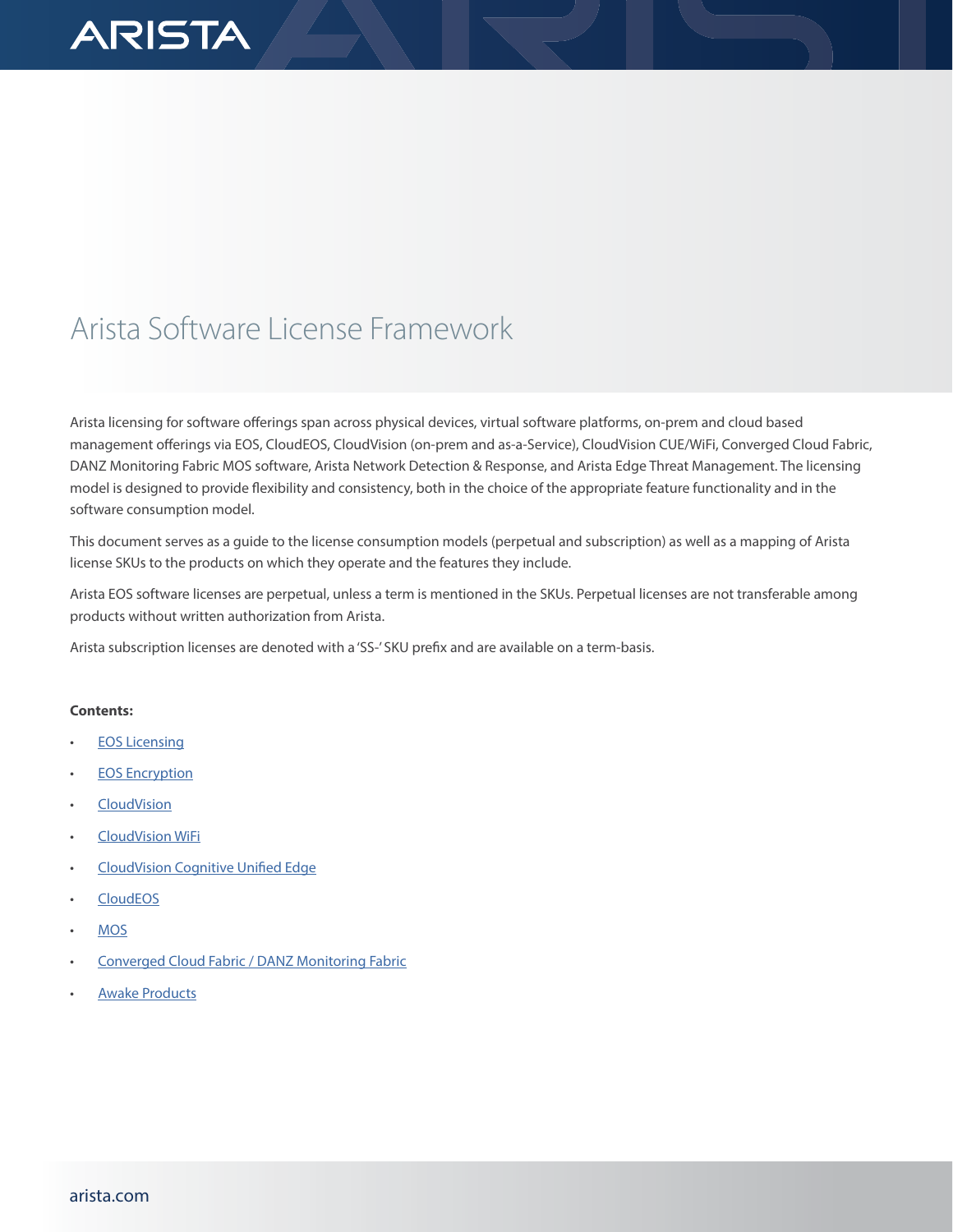# Arista Software License Framework

Arista licensing for software offerings span across physical devices, virtual software platforms, on-prem and cloud based management offerings via EOS, CloudEOS, CloudVision (on-prem and as-a-Service), CloudVision CUE/WiFi, Converged Cloud Fabric, DANZ Monitoring Fabric MOS software, Arista Network Detection & Response, and Arista Edge Threat Management. The licensing model is designed to provide flexibility and consistency, both in the choice of the appropriate feature functionality and in the software consumption model.

This document serves as a guide to the license consumption models (perpetual and subscription) as well as a mapping of Arista license SKUs to the products on which they operate and the features they include.

Arista EOS software licenses are perpetual, unless a term is mentioned in the SKUs. Perpetual licenses are not transferable among products without written authorization from Arista.

Arista subscription licenses are denoted with a 'SS-' SKU prefix and are available on a term-basis.

**Contents:**

- EOS Licensing
- EOS Encryption
- CloudVision
- CloudVision WiFi
- CloudVision Cognitive Unified Edge
- CloudEOS
- MOS
- Converged Cloud Fabric / DANZ Monitoring Fabric
- Awake Products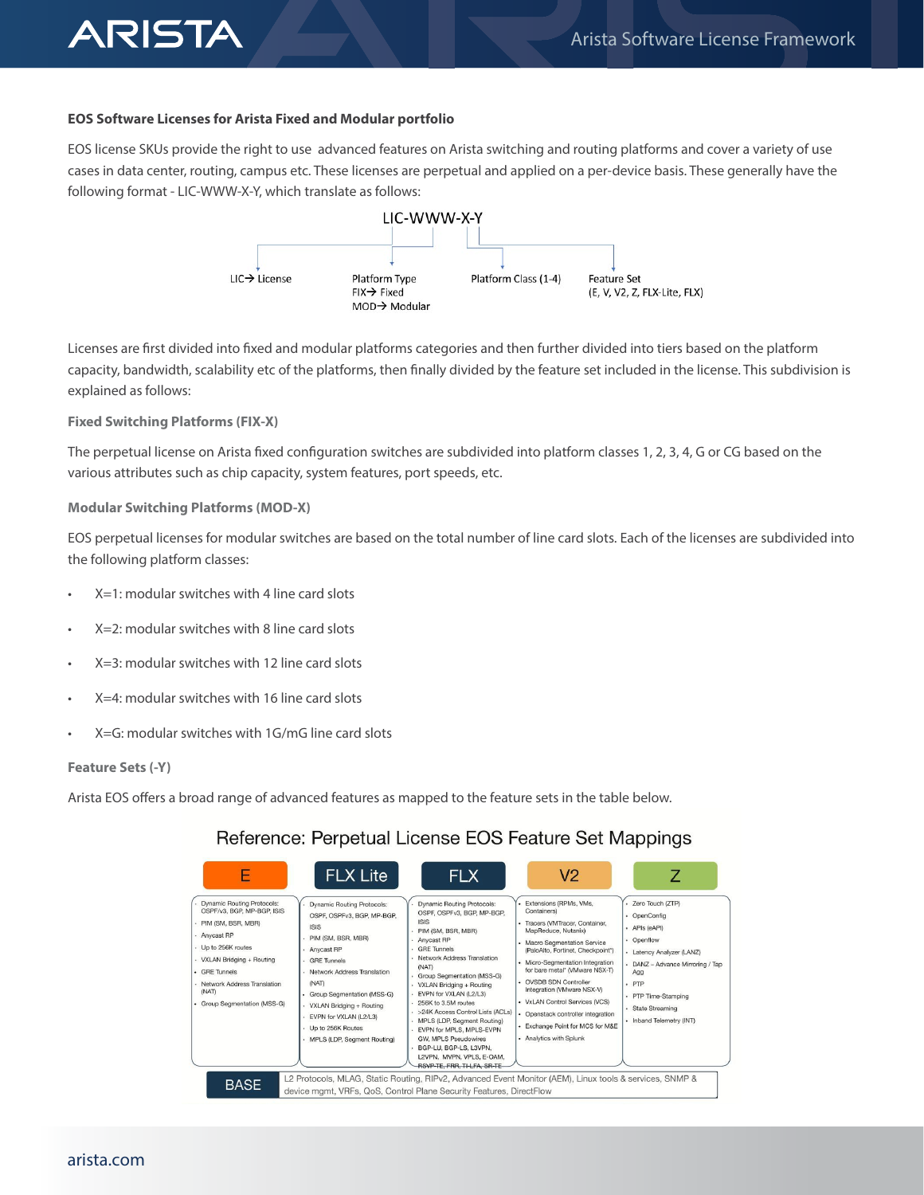### EOS Software Licenses for Arista Fixed and Modular portfolio

EOS license SKUs provide the right to use advanced features on Arista switching and routing platforms and cover a variety of use cases in data center, routing, campus etc. These licenses are perpetual and applied on a per-device basis. These generally have the following format - LIC-WWW-X-Y, which translate as follows:

LIC-WWW-X-Y

- LIC→ License
- Platform Type: FIX→ Fixed, MOD→ Modular
- Platform Class (1-4)
- Feature Set (E, V, V2, Z, FLX-Lite, FLX)

Licenses are first divided into fixed and modular platforms categories and then further divided into tiers based on the platform capacity, bandwidth, scalability etc of the platforms, then finally divided by the feature set included in the license. This subdivision is explained as follows:

#### Fixed Switching Platforms (FIX-X)

The perpetual license on Arista fixed configuration switches are subdivided into platform classes 1, 2, 3, 4, G or CG based on the various attributes such as chip capacity, system features, port speeds, etc.

#### Modular Switching Platforms (MOD-X)

EOS perpetual licenses for modular switches are based on the total number of line card slots. Each of the licenses are subdivided into the following platform classes:

- X=1: modular switches with 4 line card slots
- X=2: modular switches with 8 line card slots
- X=3: modular switches with 12 line card slots
- X=4: modular switches with 16 line card slots
- X=G: modular switches with 1G/mG line card slots

#### Feature Sets (-Y)

Arista EOS offers a broad range of advanced features as mapped to the feature sets in the table below.

**Reference: Perpetual License EOS Feature Set Mappings**

| E | FLX Lite | FLX | V2 | Z |
|---|---|---|---|---|
| Dynamic Routing Protocols: OSPF/v3, BGP, MP-BGP, ISIS<br>PIM (SM, BSR, MBR)<br>Anycast RP<br>Up to 256K routes<br>VXLAN Bridging + Routing<br>GRE Tunnels<br>Network Address Translation (NAT)<br>Group Segmentation (MSS-G) | Dynamic Routing Protocols: OSPF, OSPFv3, BGP, MP-BGP, ISIS<br>PIM (SM, BSR, MBR)<br>Anycast RP<br>GRE Tunnels<br>Network Address Translation (NAT)<br>Group Segmentation (MSS-G)<br>VXLAN Bridging + Routing<br>EVPN for VXLAN (L2/L3)<br>Up to 256K Routes<br>MPLS (LDP, Segment Routing) | Dynamic Routing Protocols: OSPF, OSPFv3, BGP, MP-BGP, ISIS<br>PIM (SM, BSR, MBR)<br>Anycast RP<br>GRE Tunnels<br>Network Address Translation (NAT)<br>Group Segmentation (MSS-G)<br>VXLAN Bridging + Routing<br>EVPN for VXLAN (L2/L3)<br>256K to 3.5M routes<br>>24K Access Control Lists (ACLs)<br>MPLS (LDP, Segment Routing)<br>EVPN for MPLS, MPLS-EVPN GW, MPLS Pseudowires<br>BGP-LU, BGP-LS, L3VPN, L2VPN, MVPN, VPLS, E-OAM, RSVP-TE, FRR, TI-LFA, SR-TE | Extensions (RPMs, VMs, Containers)<br>Tracers (VMTracer, Container, MapReduce, Nutanix)<br>Macro Segmentation Service (PaloAlto, Fortinet, Checkpoint*)<br>Micro-Segmentation Integration for bare metal* (VMware NSX-T)<br>OVSDB SDN Controller Integration (VMware NSX-V)<br>VxLAN Control Services (VCS)<br>Openstack controller integration<br>Exchange Point for MCS for M&E<br>Analytics with Splunk | Zero Touch (ZTP)<br>OpenConfig<br>APIs (eAPI)<br>Openflow<br>Latency Analyzer (LANZ)<br>DANZ – Advance Mirroring / Tap Agg<br>PTP<br>PTP Time-Stamping<br>State Streaming<br>Inband Telemetry (INT) |

| BASE | L2 Protocols, MLAG, Static Routing, RIPv2, Advanced Event Monitor (AEM), Linux tools & services, SNMP & device mgmt, VRFs, QoS, Control Plane Security Features, DirectFlow |
|---|---|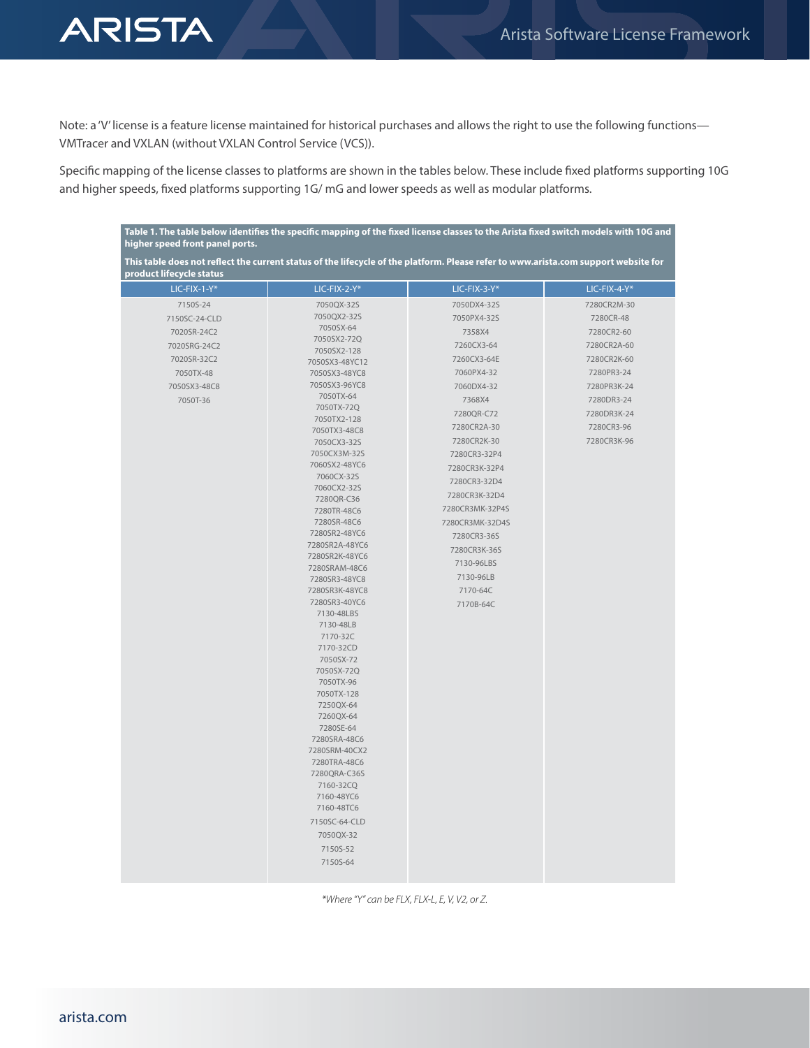Note: a 'V' license is a feature license maintained for historical purchases and allows the right to use the following functions—VMTracer and VXLAN (without VXLAN Control Service (VCS)).

Specific mapping of the license classes to platforms are shown in the tables below. These include fixed platforms supporting 10G and higher speeds, fixed platforms supporting 1G/ mG and lower speeds as well as modular platforms.

**Table 1. The table below identifies the specific mapping of the fixed license classes to the Arista fixed switch models with 10G and higher speed front panel ports.**

**This table does not reflect the current status of the lifecycle of the platform. Please refer to www.arista.com support website for product lifecycle status**

| LIC-FIX-1-Y* | LIC-FIX-2-Y* | LIC-FIX-3-Y* | LIC-FIX-4-Y* |
|---|---|---|---|
| 7150S-24 | 7050QX-32S | 7050DX4-32S | 7280CR2M-30 |
| 7150SC-24-CLD | 7050QX2-32S | 7050PX4-32S | 7280CR-48 |
| 7020SR-24C2 | 7050SX-64 | 7358X4 | 7280CR2-60 |
| 7020SRG-24C2 | 7050SX2-72Q | 7260CX3-64 | 7280CR2A-60 |
| 7020SR-32C2 | 7050SX2-128 | 7260CX3-64E | 7280CR2K-60 |
| 7050TX-48 | 7050SX3-48YC12 | 7060PX4-32 | 7280PR3-24 |
| 7050SX3-48C8 | 7050SX3-48YC8 | 7060DX4-32 | 7280PR3K-24 |
| 7050T-36 | 7050SX3-96YC8 | 7368X4 | 7280DR3-24 |
| | 7050TX-64 | 7280QR-C72 | 7280DR3K-24 |
| | 7050TX-72Q | 7280CR2A-30 | 7280CR3-96 |
| | 7050TX2-128 | 7280CR2K-30 | 7280CR3K-96 |
| | 7050TX3-48C8 | 7280CR3-32P4 | |
| | 7050CX3-32S | 7280CR3K-32P4 | |
| | 7050CX3M-32S | 7280CR3-32D4 | |
| | 7060SX2-48YC6 | 7280CR3K-32D4 | |
| | 7060CX-32S | 7280CR3MK-32P4S | |
| | 7060CX2-32S | 7280CR3MK-32D4S | |
| | 7280QR-C36 | 7280CR3-36S | |
| | 7280TR-48C6 | 7280CR3K-36S | |
| | 7280SR-48C6 | 7130-96LBS | |
| | 7280SR2-48YC6 | 7130-96LB | |
| | 7280SR2A-48YC6 | 7170-64C | |
| | 7280SR2K-48YC6 | 7170B-64C | |
| | 7280SRAM-48C6 | | |
| | 7280SR3-48YC8 | | |
| | 7280SR3K-48YC8 | | |
| | 7280SR3-40YC6 | | |
| | 7130-48LBS | | |
| | 7130-48LB | | |
| | 7170-32C | | |
| | 7170-32CD | | |
| | 7050SX-72 | | |
| | 7050SX-72Q | | |
| | 7050TX-96 | | |
| | 7050TX-128 | | |
| | 7250QX-64 | | |
| | 7260QX-64 | | |
| | 7280SE-64 | | |
| | 7280SRA-48C6 | | |
| | 7280SRM-40CX2 | | |
| | 7280TRA-48C6 | | |
| | 7280QRA-C36S | | |
| | 7160-32CQ | | |
| | 7160-48YC6 | | |
| | 7160-48TC6 | | |
| | 7150SC-64-CLD | | |
| | 7050QX-32 | | |
| | 7150S-52 | | |
| | 7150S-64 | | |

*\*Where "Y" can be FLX, FLX-L, E, V, V2, or Z.*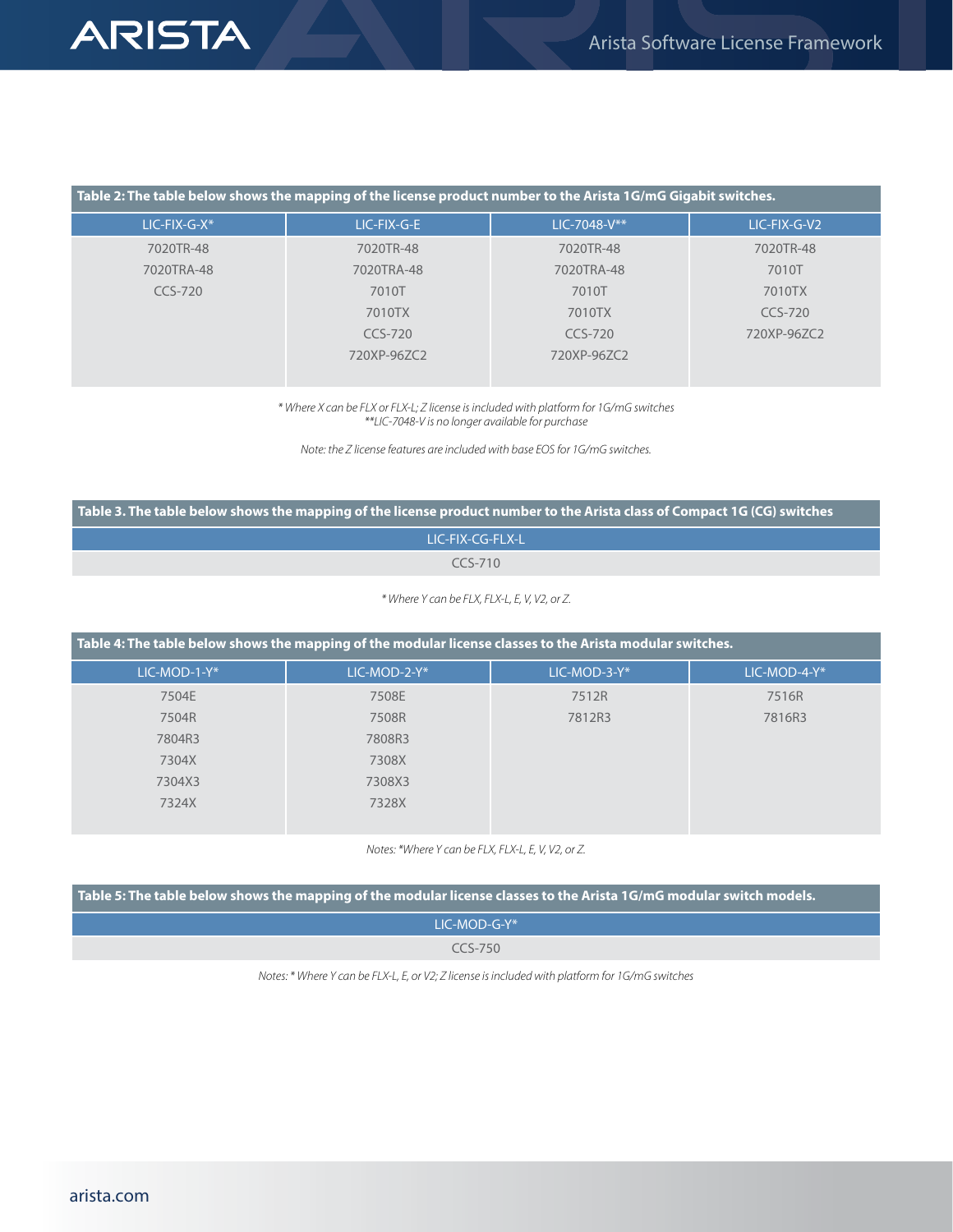**Table 2: The table below shows the mapping of the license product number to the Arista 1G/mG Gigabit switches.**

| LIC-FIX-G-X* | LIC-FIX-G-E | LIC-7048-V** | LIC-FIX-G-V2 |
|---|---|---|---|
| 7020TR-48 | 7020TR-48 | 7020TR-48 | 7020TR-48 |
| 7020TRA-48 | 7020TRA-48 | 7020TRA-48 | 7010T |
| CCS-720 | 7010T | 7010T | 7010TX |
| | 7010TX | 7010TX | CCS-720 |
| | CCS-720 | CCS-720 | 720XP-96ZC2 |
| | 720XP-96ZC2 | 720XP-96ZC2 | |

*\* Where X can be FLX or FLX-L; Z license is included with platform for 1G/mG switches*
*\*\*LIC-7048-V is no longer available for purchase*

*Note: the Z license features are included with base EOS for 1G/mG switches.*

**Table 3. The table below shows the mapping of the license product number to the Arista class of Compact 1G (CG) switches**

| LIC-FIX-CG-FLX-L |
|---|
| CCS-710 |

*\* Where Y can be FLX, FLX-L, E, V, V2, or Z.*

**Table 4: The table below shows the mapping of the modular license classes to the Arista modular switches.**

| LIC-MOD-1-Y* | LIC-MOD-2-Y* | LIC-MOD-3-Y* | LIC-MOD-4-Y* |
|---|---|---|---|
| 7504E | 7508E | 7512R | 7516R |
| 7504R | 7508R | 7812R3 | 7816R3 |
| 7804R3 | 7808R3 | | |
| 7304X | 7308X | | |
| 7304X3 | 7308X3 | | |
| 7324X | 7328X | | |

*Notes: \*Where Y can be FLX, FLX-L, E, V, V2, or Z.*

**Table 5: The table below shows the mapping of the modular license classes to the Arista 1G/mG modular switch models.**

| LIC-MOD-G-Y* |
|---|
| CCS-750 |

*Notes: \* Where Y can be FLX-L, E, or V2; Z license is included with platform for 1G/mG switches*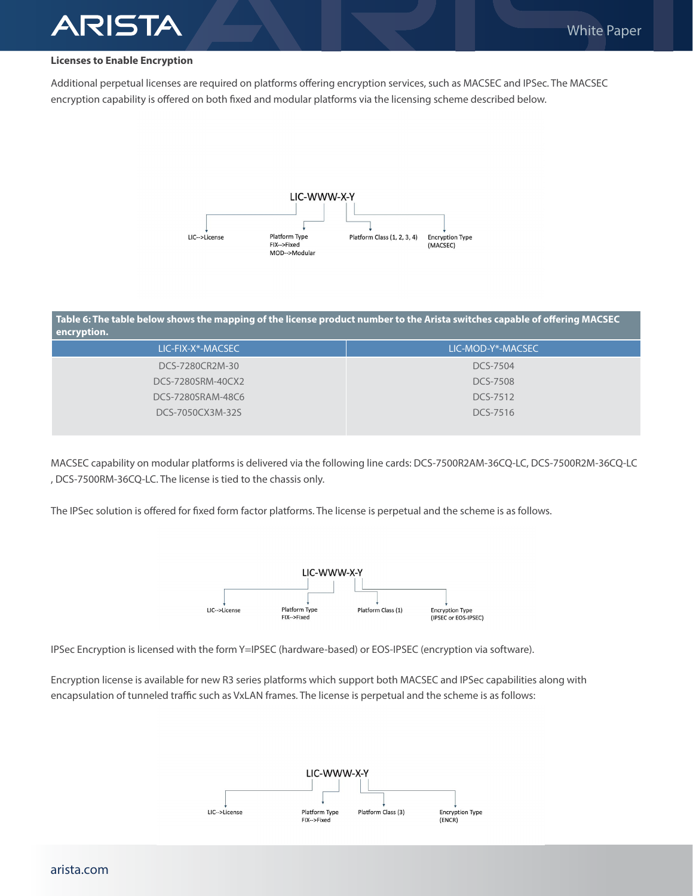**Licenses to Enable Encryption**

Additional perpetual licenses are required on platforms offering encryption services, such as MACSEC and IPSec. The MACSEC encryption capability is offered on both fixed and modular platforms via the licensing scheme described below.

LIC-WWW-X-Y

LIC-->License

Platform Type
FIX-->Fixed
MOD-->Modular

Platform Class (1, 2, 3, 4)

Encryption Type
(MACSEC)

**Table 6: The table below shows the mapping of the license product number to the Arista switches capable of offering MACSEC encryption.**

| LIC-FIX-X*-MACSEC | LIC-MOD-Y*-MACSEC |
|---|---|
| DCS-7280CR2M-30 | DCS-7504 |
| DCS-7280SRM-40CX2 | DCS-7508 |
| DCS-7280SRAM-48C6 | DCS-7512 |
| DCS-7050CX3M-32S | DCS-7516 |

MACSEC capability on modular platforms is delivered via the following line cards: DCS-7500R2AM-36CQ-LC, DCS-7500R2M-36CQ-LC , DCS-7500RM-36CQ-LC. The license is tied to the chassis only.

The IPSec solution is offered for fixed form factor platforms. The license is perpetual and the scheme is as follows.

LIC-WWW-X-Y

LIC-->License

Platform Type
FIX-->Fixed

Platform Class (1)

Encryption Type
(IPSEC or EOS-IPSEC)

IPSec Encryption is licensed with the form Y=IPSEC (hardware-based) or EOS-IPSEC (encryption via software).

Encryption license is available for new R3 series platforms which support both MACSEC and IPSec capabilities along with encapsulation of tunneled traffic such as VxLAN frames. The license is perpetual and the scheme is as follows:

LIC-WWW-X-Y

LIC-->License

Platform Type
FIX-->Fixed

Platform Class (3)

Encryption Type
(ENCR)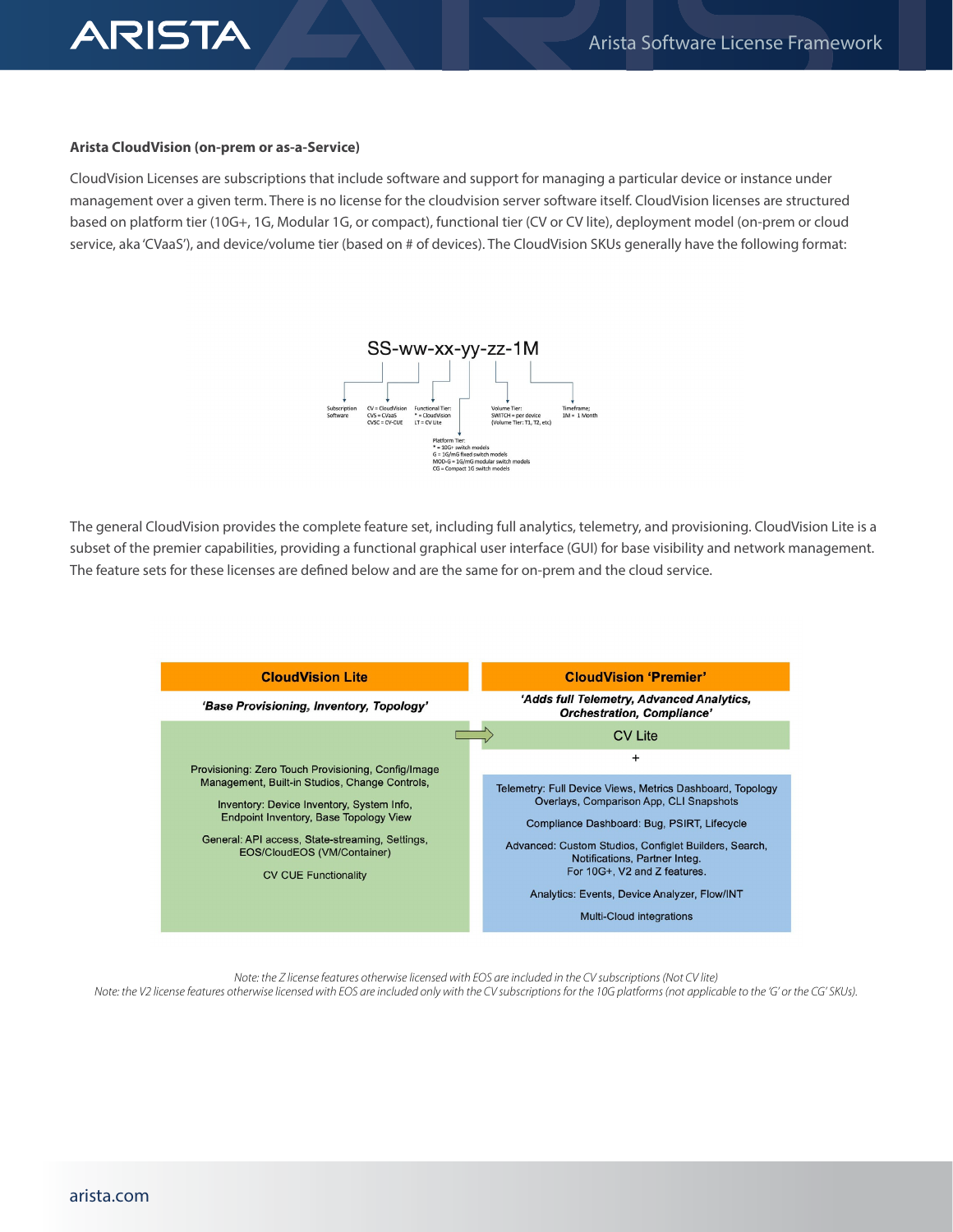**Arista CloudVision (on-prem or as-a-Service)**

CloudVision Licenses are subscriptions that include software and support for managing a particular device or instance under management over a given term. There is no license for the cloudvision server software itself. CloudVision licenses are structured based on platform tier (10G+, 1G, Modular 1G, or compact), functional tier (CV or CV lite), deployment model (on-prem or cloud service, aka 'CVaaS'), and device/volume tier (based on # of devices). The CloudVision SKUs generally have the following format:

SS-ww-xx-yy-zz-1M

- Subscription Software
- CV = CloudVision, CVS = CVaaS, CVSC = CV-CUE
- Functional Tier: * = CloudVision, LT = CV Lite
- Platform Tier: * = 10G+ switch models, G = 1G/mG fixed switch models, MOD-G = 1G/mG modular switch models, CG = Compact 1G switch models
- Volume Tier: SWITCH = per device (Volume Tier: T1, T2, etc)
- Timeframe; 1M = 1 Month

The general CloudVision provides the complete feature set, including full analytics, telemetry, and provisioning. CloudVision Lite is a subset of the premier capabilities, providing a functional graphical user interface (GUI) for base visibility and network management. The feature sets for these licenses are defined below and are the same for on-prem and the cloud service.

| CloudVision Lite | CloudVision 'Premier' |
| --- | --- |
| *'Base Provisioning, Inventory, Topology'* | *'Adds full Telemetry, Advanced Analytics, Orchestration, Compliance'* |
| Provisioning: Zero Touch Provisioning, Config/Image Management, Built-in Studios, Change Controls,<br><br>Inventory: Device Inventory, System Info, Endpoint Inventory, Base Topology View<br><br>General: API access, State-streaming, Settings, EOS/CloudEOS (VM/Container)<br><br>CV CUE Functionality | CV Lite<br>+<br>Telemetry: Full Device Views, Metrics Dashboard, Topology Overlays, Comparison App, CLI Snapshots<br><br>Compliance Dashboard: Bug, PSIRT, Lifecycle<br><br>Advanced: Custom Studios, Configlet Builders, Search, Notifications, Partner Integ. For 10G+, V2 and Z features.<br><br>Analytics: Events, Device Analyzer, Flow/INT<br><br>Multi-Cloud integrations |

*Note: the Z license features otherwise licensed with EOS are included in the CV subscriptions (Not CV lite)*
*Note: the V2 license features otherwise licensed with EOS are included only with the CV subscriptions for the 10G platforms (not applicable to the 'G' or the CG' SKUs).*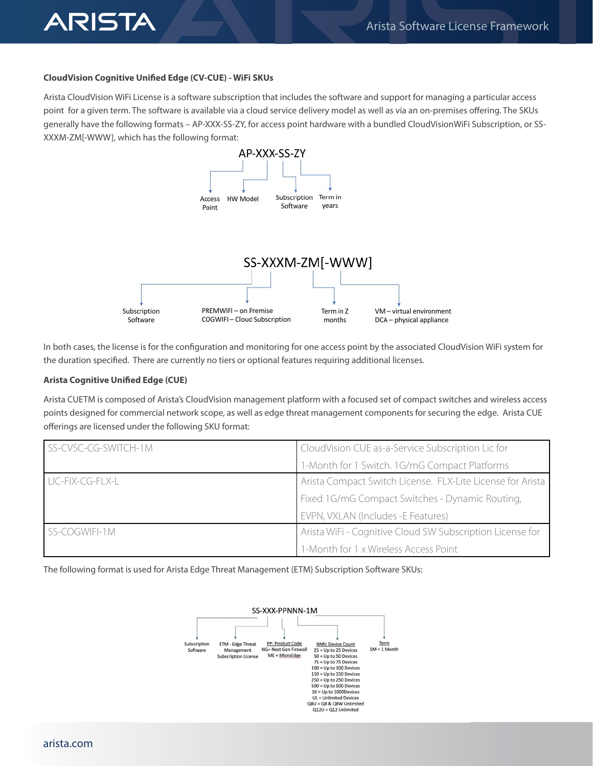**CloudVision Cognitive Unified Edge (CV-CUE) - WiFi SKUs**

Arista CloudVision WiFi License is a software subscription that includes the software and support for managing a particular access point for a given term. The software is available via a cloud service delivery model as well as via an on-premises offering. The SKUs generally have the following formats – AP-XXX-SS-ZY, for access point hardware with a bundled CloudVisionWiFi Subscription, or SS-XXXM-ZM[-WWW], which has the following format:

AP-XXX-SS-ZY

- Access Point
- HW Model
- Subscription Software
- Term in years

SS-XXXM-ZM[-WWW]

- Subscription Software
- PREMWIFI – on Premise; COGWIFI – Cloud Subscription
- Term in Z months
- VM – virtual environment; DCA – physical appliance

In both cases, the license is for the configuration and monitoring for one access point by the associated CloudVision WiFi system for the duration specified. There are currently no tiers or optional features requiring additional licenses.

**Arista Cognitive Unified Edge (CUE)**

Arista CUETM is composed of Arista's CloudVision management platform with a focused set of compact switches and wireless access points designed for commercial network scope, as well as edge threat management components for securing the edge. Arista CUE offerings are licensed under the following SKU format:

| SKU | Description |
|---|---|
| SS-CVSC-CG-SWITCH-1M | CloudVision CUE as-a-Service Subscription Lic for 1-Month for 1 Switch. 1G/mG Compact Platforms |
| LIC-FIX-CG-FLX-L | Arista Compact Switch License. FLX-Lite License for Arista Fixed 1G/mG Compact Switches - Dynamic Routing, EVPN, VXLAN (Includes -E Features) |
| SS-COGWIFI-1M | Arista WiFi - Cognitive Cloud SW Subscription License for 1-Month for 1 x Wireless Access Point |

The following format is used for Arista Edge Threat Management (ETM) Subscription Software SKUs:

SS-XXX-PPNNN-1M

- Subscription Software
- ETM - Edge Threat Management Subscription License
- PP: Product Code
  - NG= Next Gen Firewall
  - ME = MicroEdge
- NNN: Device Count
  - 25 = Up to 25 Devices
  - 50 = Up to 50 Devices
  - 75 = Up to 75 Devices
  - 100 = Up to 100 Devices
  - 150 = Up to 150 Devices
  - 250 = Up to 250 Devices
  - 500 = Up to 500 Devices
  - 1K = Up to 1000Devices
  - UL = Unlimited Devices
  - Q8U = Q8 & Q8W Unlimited
  - Q12U = Q12 Unlimited
- Term
  - 1M = 1 Month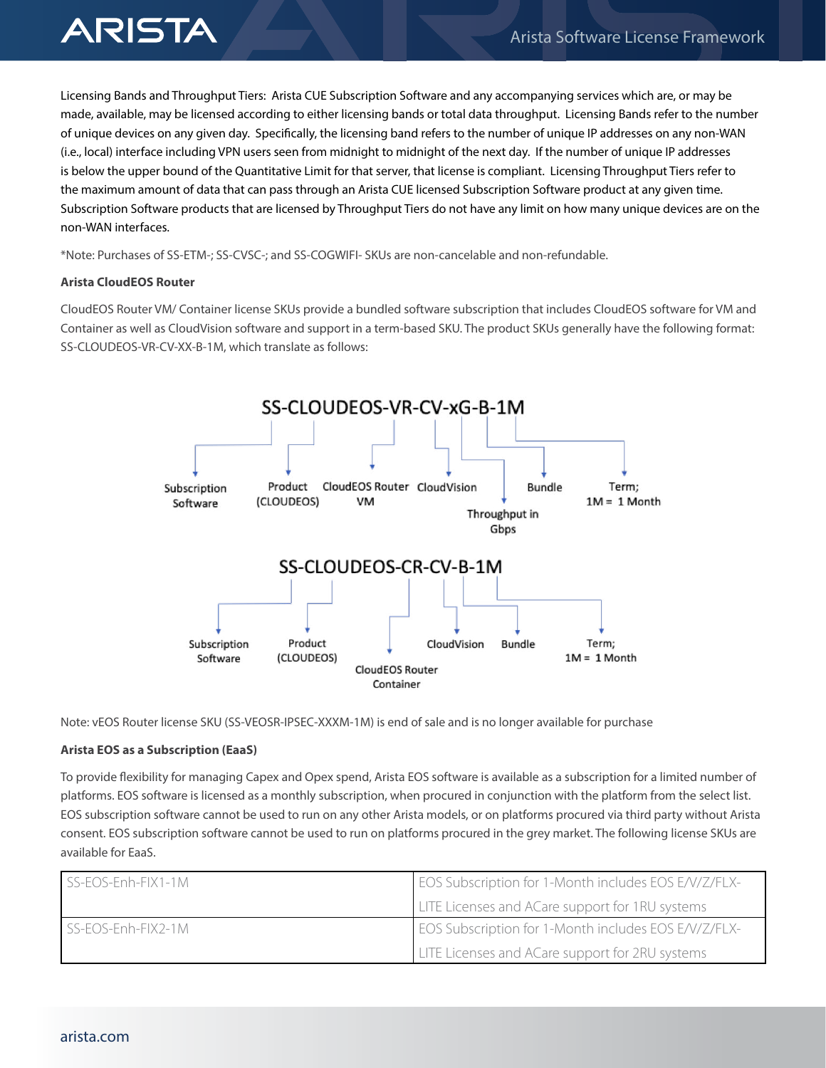Licensing Bands and Throughput Tiers: Arista CUE Subscription Software and any accompanying services which are, or may be made, available, may be licensed according to either licensing bands or total data throughput. Licensing Bands refer to the number of unique devices on any given day. Specifically, the licensing band refers to the number of unique IP addresses on any non-WAN (i.e., local) interface including VPN users seen from midnight to midnight of the next day. If the number of unique IP addresses is below the upper bound of the Quantitative Limit for that server, that license is compliant. Licensing Throughput Tiers refer to the maximum amount of data that can pass through an Arista CUE licensed Subscription Software product at any given time. Subscription Software products that are licensed by Throughput Tiers do not have any limit on how many unique devices are on the non-WAN interfaces.

*Note: Purchases of SS-ETM-; SS-CVSC-; and SS-COGWIFI- SKUs are non-cancelable and non-refundable.

**Arista CloudEOS Router**

CloudEOS Router VM/ Container license SKUs provide a bundled software subscription that includes CloudEOS software for VM and Container as well as CloudVision software and support in a term-based SKU. The product SKUs generally have the following format: SS-CLOUDEOS-VR-CV-XX-B-1M, which translate as follows:

SS-CLOUDEOS-VR-CV-xG-B-1M

- SS: Subscription Software
- CLOUDEOS: Product (CLOUDEOS)
- VR: CloudEOS Router VM
- CV: CloudVision
- xG: Throughput in Gbps
- B: Bundle
- 1M: Term; 1M = 1 Month

SS-CLOUDEOS-CR-CV-B-1M

- SS: Subscription Software
- CLOUDEOS: Product (CLOUDEOS)
- CR: CloudEOS Router Container
- CV: CloudVision
- B: Bundle
- 1M: Term; 1M = 1 Month

Note: vEOS Router license SKU (SS-VEOSR-IPSEC-XXXM-1M) is end of sale and is no longer available for purchase

**Arista EOS as a Subscription (EaaS)**

To provide flexibility for managing Capex and Opex spend, Arista EOS software is available as a subscription for a limited number of platforms. EOS software is licensed as a monthly subscription, when procured in conjunction with the platform from the select list. EOS subscription software cannot be used to run on any other Arista models, or on platforms procured via third party without Arista consent. EOS subscription software cannot be used to run on platforms procured in the grey market. The following license SKUs are available for EaaS.

| | |
|---|---|
| SS-EOS-Enh-FIX1-1M | EOS Subscription for 1-Month includes EOS E/V/Z/FLX-LITE Licenses and ACare support for 1RU systems |
| SS-EOS-Enh-FIX2-1M | EOS Subscription for 1-Month includes EOS E/V/Z/FLX-LITE Licenses and ACare support for 2RU systems |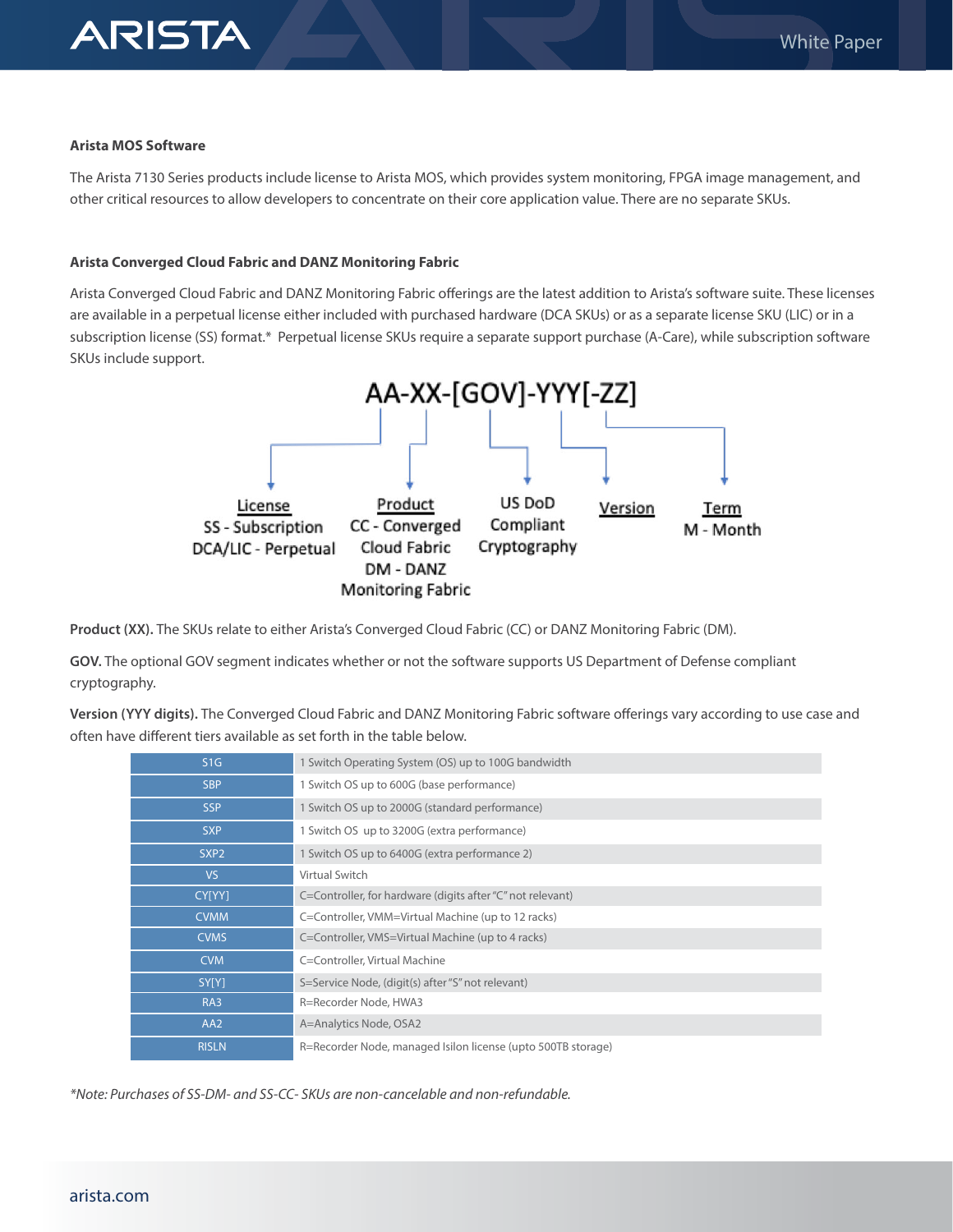### Arista MOS Software

The Arista 7130 Series products include license to Arista MOS, which provides system monitoring, FPGA image management, and other critical resources to allow developers to concentrate on their core application value. There are no separate SKUs.

### Arista Converged Cloud Fabric and DANZ Monitoring Fabric

Arista Converged Cloud Fabric and DANZ Monitoring Fabric offerings are the latest addition to Arista's software suite. These licenses are available in a perpetual license either included with purchased hardware (DCA SKUs) or as a separate license SKU (LIC) or in a subscription license (SS) format.* Perpetual license SKUs require a separate support purchase (A-Care), while subscription software SKUs include support.

**AA-XX-[GOV]-YYY[-ZZ]**

- **License**: SS - Subscription; DCA/LIC - Perpetual
- **Product**: CC - Converged Cloud Fabric; DM - DANZ Monitoring Fabric
- **US DoD Compliant Cryptography**
- **Version**
- **Term**: M - Month

**Product (XX).** The SKUs relate to either Arista's Converged Cloud Fabric (CC) or DANZ Monitoring Fabric (DM).

**GOV.** The optional GOV segment indicates whether or not the software supports US Department of Defense compliant cryptography.

**Version (YYY digits).** The Converged Cloud Fabric and DANZ Monitoring Fabric software offerings vary according to use case and often have different tiers available as set forth in the table below.

| Version | Description |
|---|---|
| S1G | 1 Switch Operating System (OS) up to 100G bandwidth |
| SBP | 1 Switch OS up to 600G (base performance) |
| SSP | 1 Switch OS up to 2000G (standard performance) |
| SXP | 1 Switch OS up to 3200G (extra performance) |
| SXP2 | 1 Switch OS up to 6400G (extra performance 2) |
| VS | Virtual Switch |
| CY[YY] | C=Controller, for hardware (digits after "C" not relevant) |
| CVMM | C=Controller, VMM=Virtual Machine (up to 12 racks) |
| CVMS | C=Controller, VMS=Virtual Machine (up to 4 racks) |
| CVM | C=Controller, Virtual Machine |
| SY[Y] | S=Service Node, (digit(s) after "S" not relevant) |
| RA3 | R=Recorder Node, HWA3 |
| AA2 | A=Analytics Node, OSA2 |
| RISLN | R=Recorder Node, managed Isilon license (upto 500TB storage) |

*\*Note: Purchases of SS-DM- and SS-CC- SKUs are non-cancelable and non-refundable.*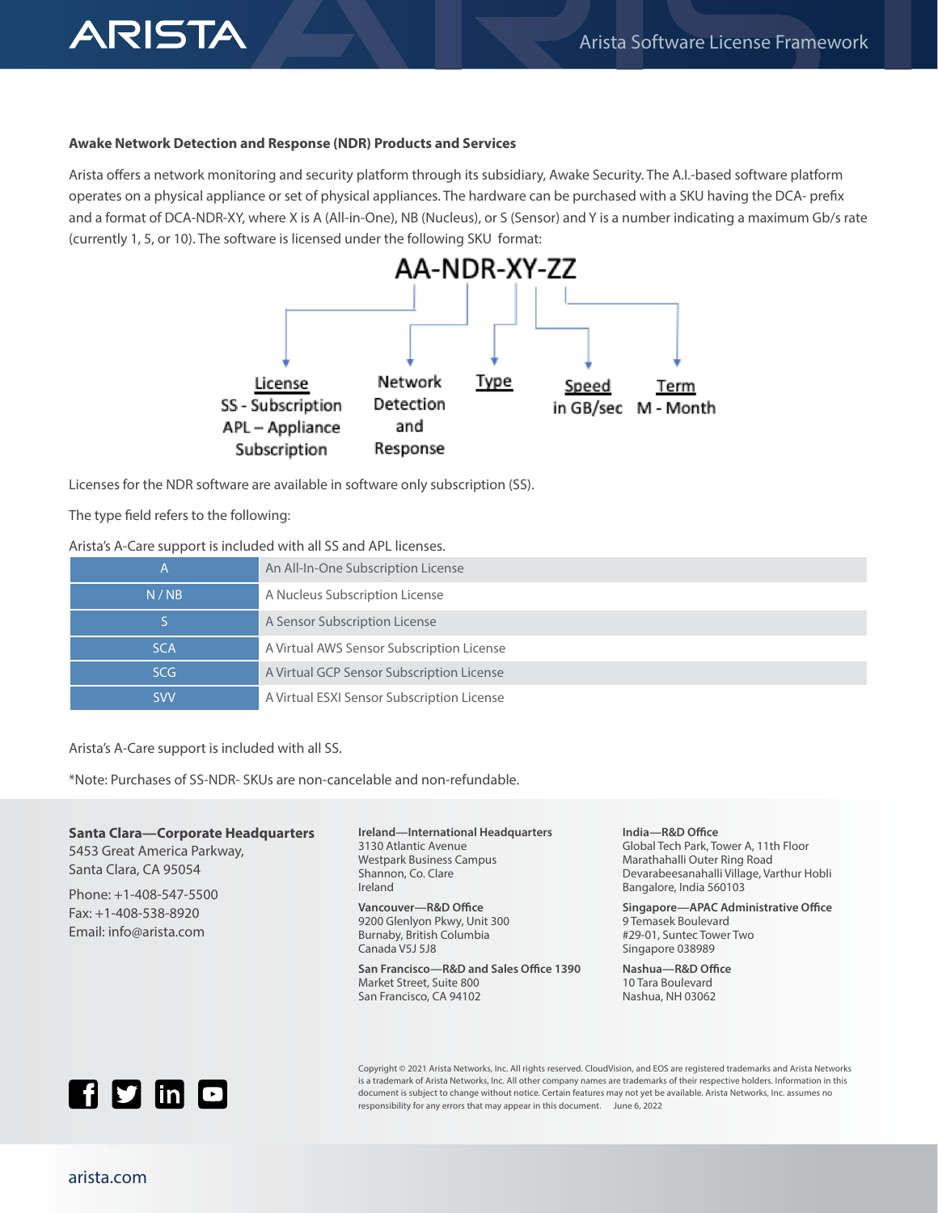**Awake Network Detection and Response (NDR) Products and Services**

Arista offers a network monitoring and security platform through its subsidiary, Awake Security. The A.I.-based software platform operates on a physical appliance or set of physical appliances. The hardware can be purchased with a SKU having the DCA- prefix and a format of DCA-NDR-XY, where X is A (All-in-One), NB (Nucleus), or S (Sensor) and Y is a number indicating a maximum Gb/s rate (currently 1, 5, or 10). The software is licensed under the following SKU format:

AA-NDR-XY-ZZ

License
SS - Subscription
APL – Appliance Subscription

Network Detection and Response

Type

Speed
in GB/sec

Term
M - Month

Licenses for the NDR software are available in software only subscription (SS).

The type field refers to the following:

Arista's A-Care support is included with all SS and APL licenses.

| | |
|---|---|
| A | An All-In-One Subscription License |
| N / NB | A Nucleus Subscription License |
| S | A Sensor Subscription License |
| SCA | A Virtual AWS Sensor Subscription License |
| SCG | A Virtual GCP Sensor Subscription License |
| SVV | A Virtual ESXI Sensor Subscription License |

Arista's A-Care support is included with all SS.

*Note: Purchases of SS-NDR- SKUs are non-cancelable and non-refundable.

**Santa Clara—Corporate Headquarters**
5453 Great America Parkway,
Santa Clara, CA 95054

Phone: +1-408-547-5500
Fax: +1-408-538-8920
Email: info@arista.com

**Ireland—International Headquarters**
3130 Atlantic Avenue
Westpark Business Campus
Shannon, Co. Clare
Ireland

**Vancouver—R&D Office**
9200 Glenlyon Pkwy, Unit 300
Burnaby, British Columbia
Canada V5J 5J8

**San Francisco—R&D and Sales Office** 1390 Market Street, Suite 800
San Francisco, CA 94102

**India—R&D Office**
Global Tech Park, Tower A, 11th Floor
Marathahalli Outer Ring Road
Devarabeesanahalli Village, Varthur Hobli
Bangalore, India 560103

**Singapore—APAC Administrative Office**
9 Temasek Boulevard
#29-01, Suntec Tower Two
Singapore 038989

**Nashua—R&D Office**
10 Tara Boulevard
Nashua, NH 03062

Copyright © 2021 Arista Networks, Inc. All rights reserved. CloudVision, and EOS are registered trademarks and Arista Networks is a trademark of Arista Networks, Inc. All other company names are trademarks of their respective holders. Information in this document is subject to change without notice. Certain features may not yet be available. Arista Networks, Inc. assumes no responsibility for any errors that may appear in this document. June 6, 2022

arista.com